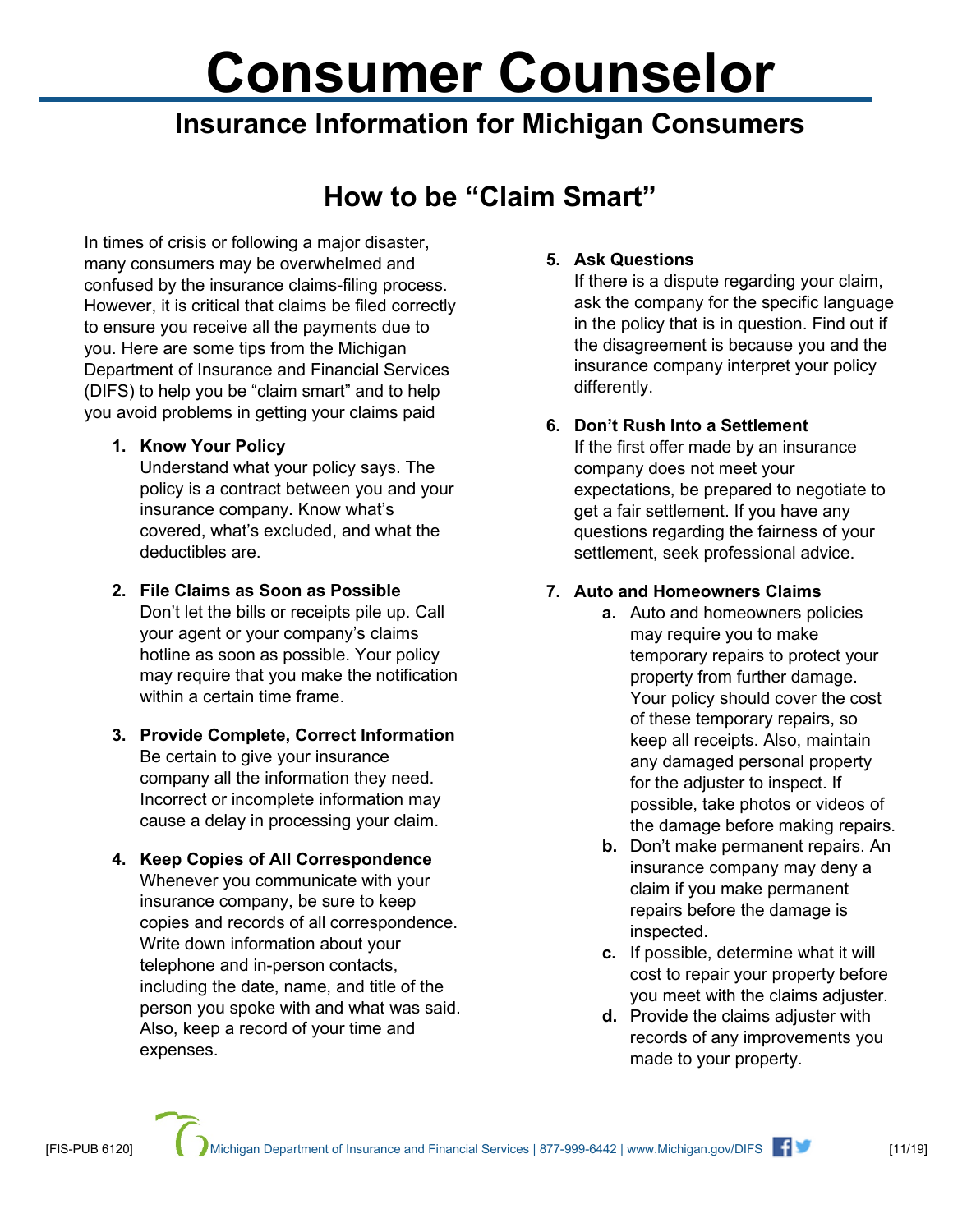# Consumer Counselor

## Insurance Information for Michigan Consumers

## How to be "Claim Smart"

In times of crisis or following a major disaster, many consumers may be overwhelmed and confused by the insurance claims-filing process. However, it is critical that claims be filed correctly to ensure you receive all the payments due to you. Here are some tips from the Michigan Department of Insurance and Financial Services (DIFS) to help you be "claim smart" and to help you avoid problems in getting your claims paid

1. **Know Your Policy**
   Understand what your policy says. The policy is a contract between you and your insurance company. Know what's covered, what's excluded, and what the deductibles are.

2. **File Claims as Soon as Possible**
   Don't let the bills or receipts pile up. Call your agent or your company's claims hotline as soon as possible. Your policy may require that you make the notification within a certain time frame.

3. **Provide Complete, Correct Information**
   Be certain to give your insurance company all the information they need. Incorrect or incomplete information may cause a delay in processing your claim.

4. **Keep Copies of All Correspondence**
   Whenever you communicate with your insurance company, be sure to keep copies and records of all correspondence. Write down information about your telephone and in-person contacts, including the date, name, and title of the person you spoke with and what was said. Also, keep a record of your time and expenses.

5. **Ask Questions**
   If there is a dispute regarding your claim, ask the company for the specific language in the policy that is in question. Find out if the disagreement is because you and the insurance company interpret your policy differently.

6. **Don't Rush Into a Settlement**
   If the first offer made by an insurance company does not meet your expectations, be prepared to negotiate to get a fair settlement. If you have any questions regarding the fairness of your settlement, seek professional advice.

7. **Auto and Homeowners Claims**
   a. Auto and homeowners policies may require you to make temporary repairs to protect your property from further damage. Your policy should cover the cost of these temporary repairs, so keep all receipts. Also, maintain any damaged personal property for the adjuster to inspect. If possible, take photos or videos of the damage before making repairs.
   b. Don't make permanent repairs. An insurance company may deny a claim if you make permanent repairs before the damage is inspected.
   c. If possible, determine what it will cost to repair your property before you meet with the claims adjuster.
   d. Provide the claims adjuster with records of any improvements you made to your property.

[FIS-PUB 6120] Michigan Department of Insurance and Financial Services | 877-999-6442 | www.Michigan.gov/DIFS [11/19]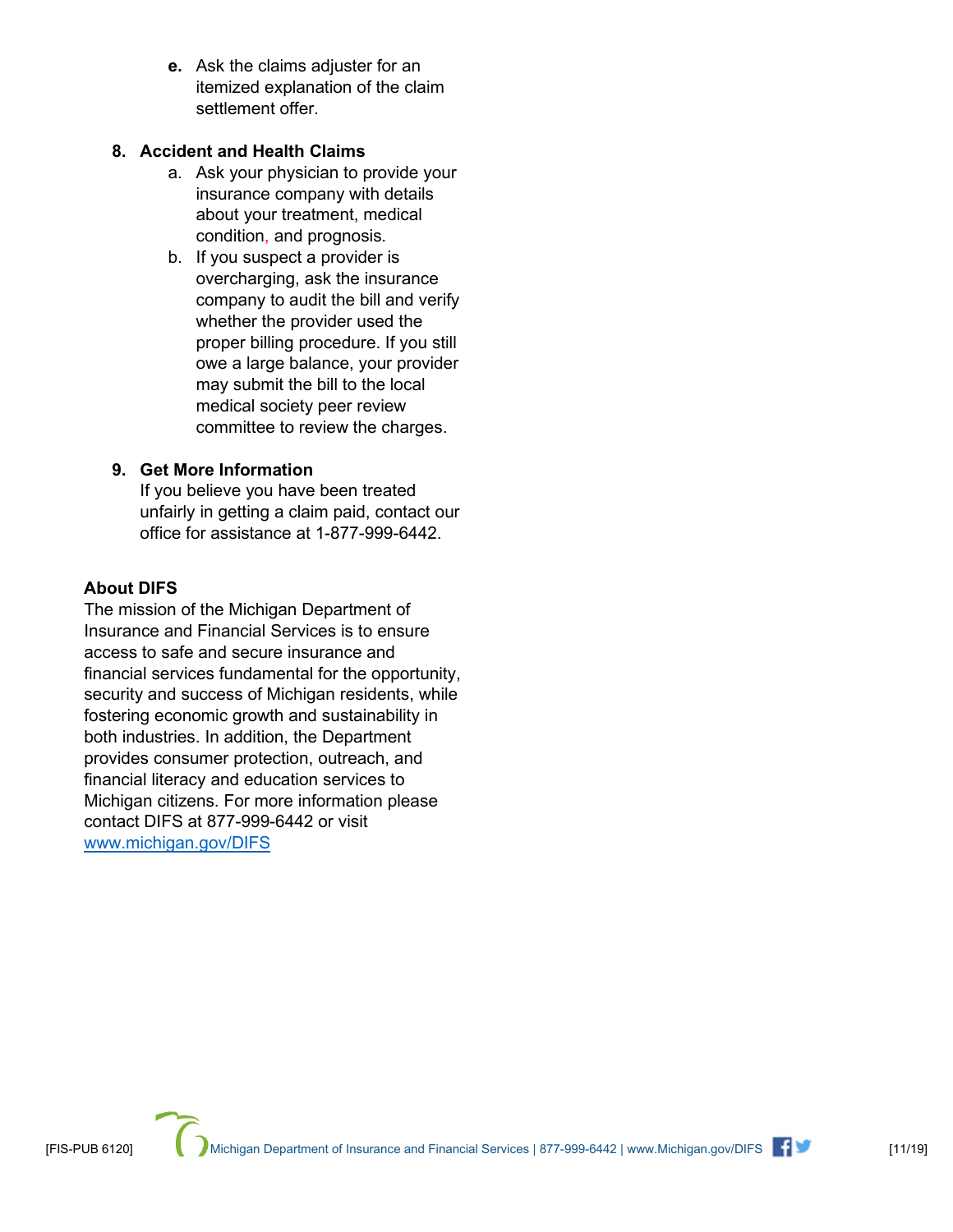e. Ask the claims adjuster for an itemized explanation of the claim settlement offer.

8. **Accident and Health Claims**
   a. Ask your physician to provide your insurance company with details about your treatment, medical condition, and prognosis.
   b. If you suspect a provider is overcharging, ask the insurance company to audit the bill and verify whether the provider used the proper billing procedure. If you still owe a large balance, your provider may submit the bill to the local medical society peer review committee to review the charges.

9. **Get More Information**
   If you believe you have been treated unfairly in getting a claim paid, contact our office for assistance at 1-877-999-6442.

**About DIFS**

The mission of the Michigan Department of Insurance and Financial Services is to ensure access to safe and secure insurance and financial services fundamental for the opportunity, security and success of Michigan residents, while fostering economic growth and sustainability in both industries. In addition, the Department provides consumer protection, outreach, and financial literacy and education services to Michigan citizens. For more information please contact DIFS at 877-999-6442 or visit [www.michigan.gov/DIFS](http://www.michigan.gov/DIFS)